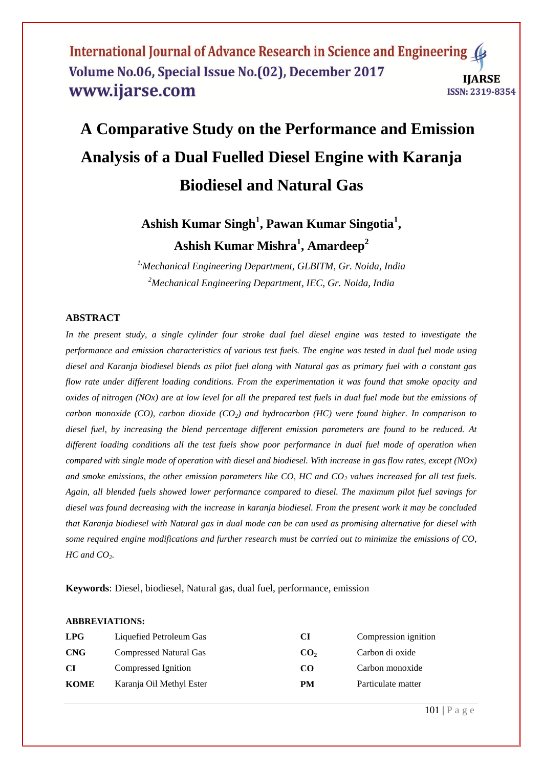# A Comparative Study on the Performance and Emission Analysis of a Dual Fuelled Diesel Engine with Karanja Biodiesel and Natural Gas

**Ashish Kumar Singh[1], Pawan Kumar Singotia[1], Ashish Kumar Mishra[1], Amardeep[2]**

*[1,]Mechanical Engineering Department, GLBITM, Gr. Noida, India*
*[2]Mechanical Engineering Department, IEC, Gr. Noida, India*

## ABSTRACT

*In the present study, a single cylinder four stroke dual fuel diesel engine was tested to investigate the performance and emission characteristics of various test fuels. The engine was tested in dual fuel mode using diesel and Karanja biodiesel blends as pilot fuel along with Natural gas as primary fuel with a constant gas flow rate under different loading conditions. From the experimentation it was found that smoke opacity and oxides of nitrogen (NOx) are at low level for all the prepared test fuels in dual fuel mode but the emissions of carbon monoxide (CO), carbon dioxide ($CO_2$) and hydrocarbon (HC) were found higher. In comparison to diesel fuel, by increasing the blend percentage different emission parameters are found to be reduced. At different loading conditions all the test fuels show poor performance in dual fuel mode of operation when compared with single mode of operation with diesel and biodiesel. With increase in gas flow rates, except (NOx) and smoke emissions, the other emission parameters like CO, HC and $CO_2$ values increased for all test fuels. Again, all blended fuels showed lower performance compared to diesel. The maximum pilot fuel savings for diesel was found decreasing with the increase in karanja biodiesel. From the present work it may be concluded that Karanja biodiesel with Natural gas in dual mode can be can used as promising alternative for diesel with some required engine modifications and further research must be carried out to minimize the emissions of CO, HC and $CO_2$.*

**Keywords**: Diesel, biodiesel, Natural gas, dual fuel, performance, emission

**ABBREVIATIONS:**

| | | | |
|---|---|---|---|
| **LPG** | Liquefied Petroleum Gas | **CI** | Compression ignition |
| **CNG** | Compressed Natural Gas | **$CO_2$** | Carbon di oxide |
| **CI** | Compressed Ignition | **CO** | Carbon monoxide |
| **KOME** | Karanja Oil Methyl Ester | **PM** | Particulate matter |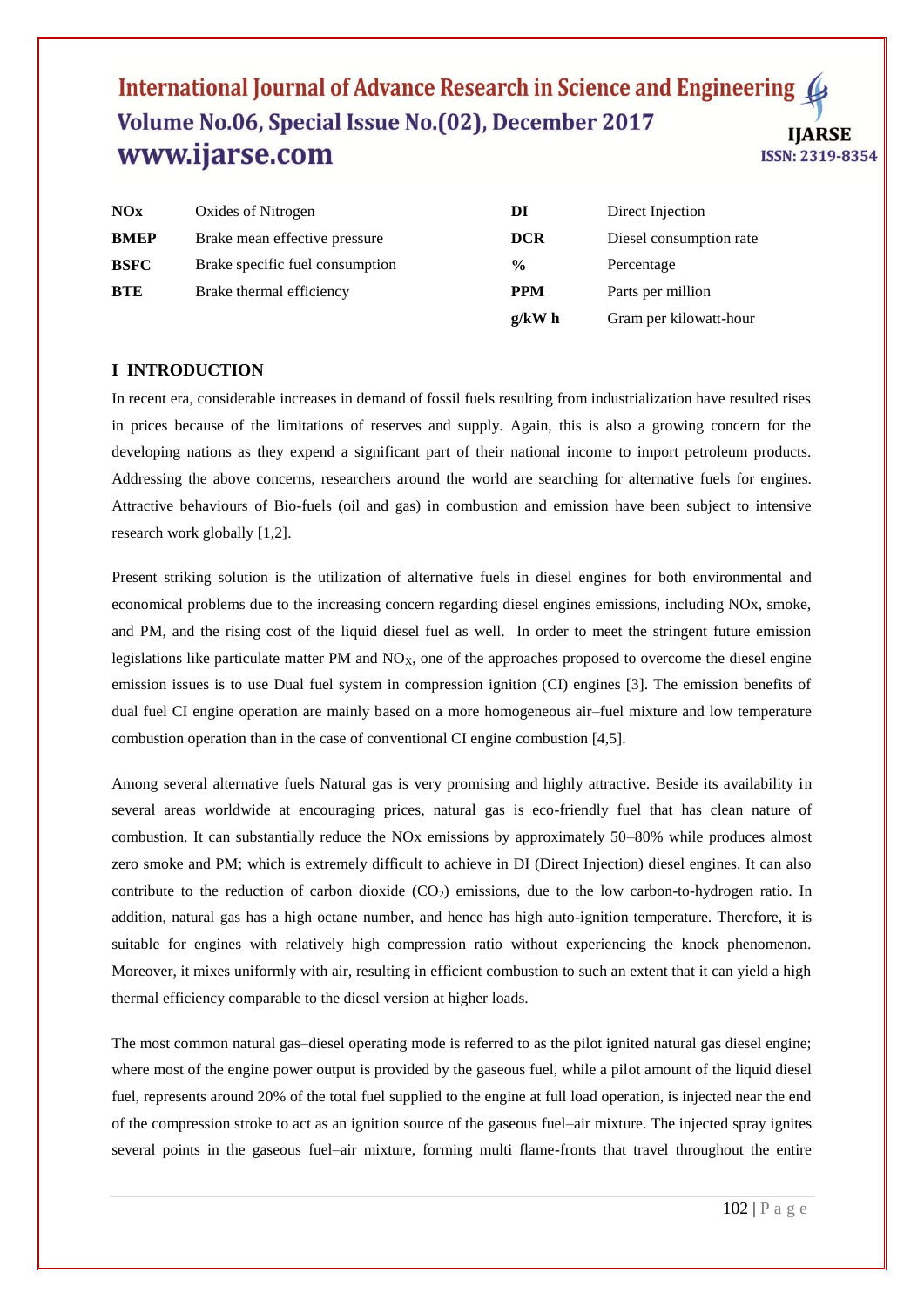| | | | |
|---|---|---|---|
| **NOx** | Oxides of Nitrogen | **DI** | Direct Injection |
| **BMEP** | Brake mean effective pressure | **DCR** | Diesel consumption rate |
| **BSFC** | Brake specific fuel consumption | **%** | Percentage |
| **BTE** | Brake thermal efficiency | **PPM** | Parts per million |
| | | **g/kW h** | Gram per kilowatt-hour |

## I INTRODUCTION

In recent era, considerable increases in demand of fossil fuels resulting from industrialization have resulted rises in prices because of the limitations of reserves and supply. Again, this is also a growing concern for the developing nations as they expend a significant part of their national income to import petroleum products. Addressing the above concerns, researchers around the world are searching for alternative fuels for engines. Attractive behaviours of Bio-fuels (oil and gas) in combustion and emission have been subject to intensive research work globally [1,2].

Present striking solution is the utilization of alternative fuels in diesel engines for both environmental and economical problems due to the increasing concern regarding diesel engines emissions, including NOx, smoke, and PM, and the rising cost of the liquid diesel fuel as well. In order to meet the stringent future emission legislations like particulate matter PM and $NO_X$, one of the approaches proposed to overcome the diesel engine emission issues is to use Dual fuel system in compression ignition (CI) engines [3]. The emission benefits of dual fuel CI engine operation are mainly based on a more homogeneous air–fuel mixture and low temperature combustion operation than in the case of conventional CI engine combustion [4,5].

Among several alternative fuels Natural gas is very promising and highly attractive. Beside its availability in several areas worldwide at encouraging prices, natural gas is eco-friendly fuel that has clean nature of combustion. It can substantially reduce the NOx emissions by approximately 50–80% while produces almost zero smoke and PM; which is extremely difficult to achieve in DI (Direct Injection) diesel engines. It can also contribute to the reduction of carbon dioxide ($CO_2$) emissions, due to the low carbon-to-hydrogen ratio. In addition, natural gas has a high octane number, and hence has high auto-ignition temperature. Therefore, it is suitable for engines with relatively high compression ratio without experiencing the knock phenomenon. Moreover, it mixes uniformly with air, resulting in efficient combustion to such an extent that it can yield a high thermal efficiency comparable to the diesel version at higher loads.

The most common natural gas–diesel operating mode is referred to as the pilot ignited natural gas diesel engine; where most of the engine power output is provided by the gaseous fuel, while a pilot amount of the liquid diesel fuel, represents around 20% of the total fuel supplied to the engine at full load operation, is injected near the end of the compression stroke to act as an ignition source of the gaseous fuel–air mixture. The injected spray ignites several points in the gaseous fuel–air mixture, forming multi flame-fronts that travel throughout the entire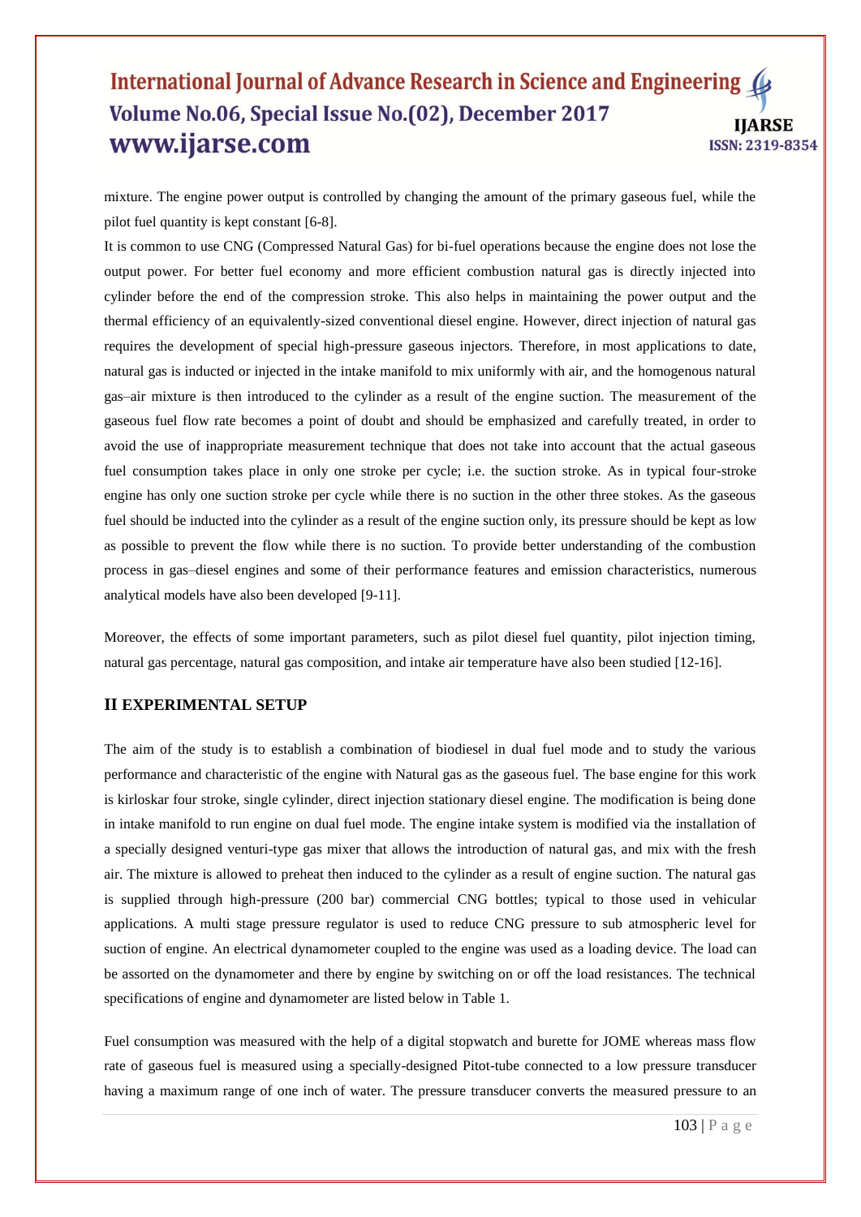mixture. The engine power output is controlled by changing the amount of the primary gaseous fuel, while the pilot fuel quantity is kept constant [6-8].

It is common to use CNG (Compressed Natural Gas) for bi-fuel operations because the engine does not lose the output power. For better fuel economy and more efficient combustion natural gas is directly injected into cylinder before the end of the compression stroke. This also helps in maintaining the power output and the thermal efficiency of an equivalently-sized conventional diesel engine. However, direct injection of natural gas requires the development of special high-pressure gaseous injectors. Therefore, in most applications to date, natural gas is inducted or injected in the intake manifold to mix uniformly with air, and the homogenous natural gas–air mixture is then introduced to the cylinder as a result of the engine suction. The measurement of the gaseous fuel flow rate becomes a point of doubt and should be emphasized and carefully treated, in order to avoid the use of inappropriate measurement technique that does not take into account that the actual gaseous fuel consumption takes place in only one stroke per cycle; i.e. the suction stroke. As in typical four-stroke engine has only one suction stroke per cycle while there is no suction in the other three stokes. As the gaseous fuel should be inducted into the cylinder as a result of the engine suction only, its pressure should be kept as low as possible to prevent the flow while there is no suction. To provide better understanding of the combustion process in gas–diesel engines and some of their performance features and emission characteristics, numerous analytical models have also been developed [9-11].

Moreover, the effects of some important parameters, such as pilot diesel fuel quantity, pilot injection timing, natural gas percentage, natural gas composition, and intake air temperature have also been studied [12-16].

## II EXPERIMENTAL SETUP

The aim of the study is to establish a combination of biodiesel in dual fuel mode and to study the various performance and characteristic of the engine with Natural gas as the gaseous fuel. The base engine for this work is kirloskar four stroke, single cylinder, direct injection stationary diesel engine. The modification is being done in intake manifold to run engine on dual fuel mode. The engine intake system is modified via the installation of a specially designed venturi-type gas mixer that allows the introduction of natural gas, and mix with the fresh air. The mixture is allowed to preheat then induced to the cylinder as a result of engine suction. The natural gas is supplied through high-pressure (200 bar) commercial CNG bottles; typical to those used in vehicular applications. A multi stage pressure regulator is used to reduce CNG pressure to sub atmospheric level for suction of engine. An electrical dynamometer coupled to the engine was used as a loading device. The load can be assorted on the dynamometer and there by engine by switching on or off the load resistances. The technical specifications of engine and dynamometer are listed below in Table 1.

Fuel consumption was measured with the help of a digital stopwatch and burette for JOME whereas mass flow rate of gaseous fuel is measured using a specially-designed Pitot-tube connected to a low pressure transducer having a maximum range of one inch of water. The pressure transducer converts the measured pressure to an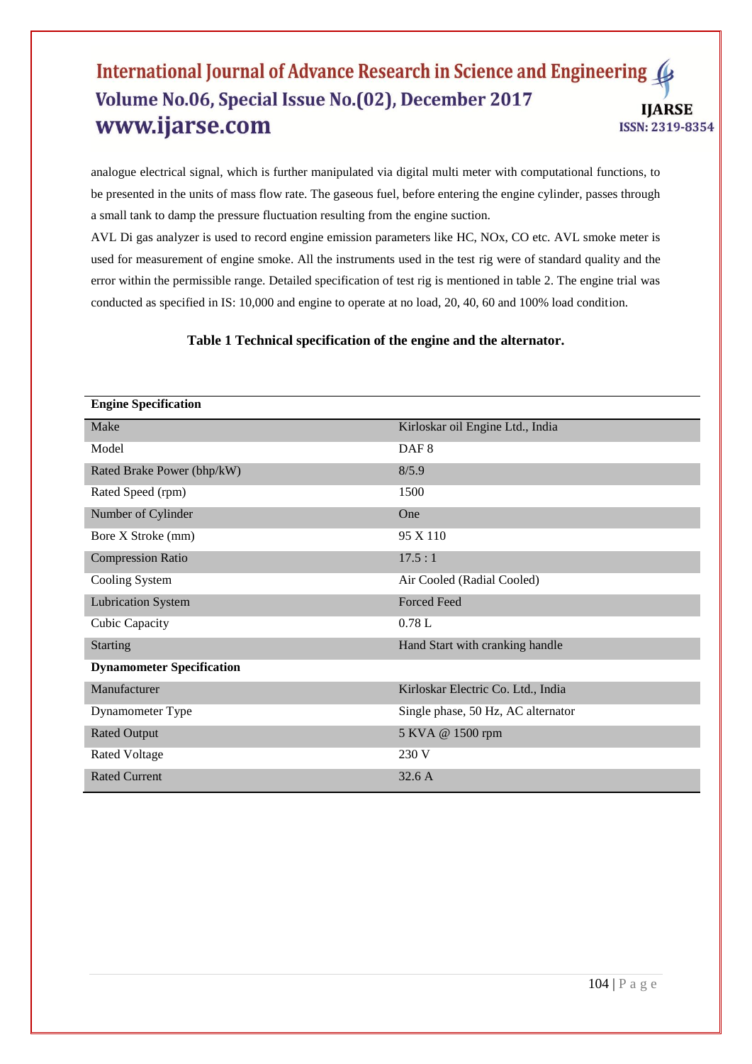analogue electrical signal, which is further manipulated via digital multi meter with computational functions, to be presented in the units of mass flow rate. The gaseous fuel, before entering the engine cylinder, passes through a small tank to damp the pressure fluctuation resulting from the engine suction.

AVL Di gas analyzer is used to record engine emission parameters like HC, NOx, CO etc. AVL smoke meter is used for measurement of engine smoke. All the instruments used in the test rig were of standard quality and the error within the permissible range. Detailed specification of test rig is mentioned in table 2. The engine trial was conducted as specified in IS: 10,000 and engine to operate at no load, 20, 40, 60 and 100% load condition.

**Table 1 Technical specification of the engine and the alternator.**

| **Engine Specification** | |
|---|---|
| Make | Kirloskar oil Engine Ltd., India |
| Model | DAF 8 |
| Rated Brake Power (bhp/kW) | 8/5.9 |
| Rated Speed (rpm) | 1500 |
| Number of Cylinder | One |
| Bore X Stroke (mm) | 95 X 110 |
| Compression Ratio | 17.5 : 1 |
| Cooling System | Air Cooled (Radial Cooled) |
| Lubrication System | Forced Feed |
| Cubic Capacity | 0.78 L |
| Starting | Hand Start with cranking handle |
| **Dynamometer Specification** | |
| Manufacturer | Kirloskar Electric Co. Ltd., India |
| Dynamometer Type | Single phase, 50 Hz, AC alternator |
| Rated Output | 5 KVA @ 1500 rpm |
| Rated Voltage | 230 V |
| Rated Current | 32.6 A |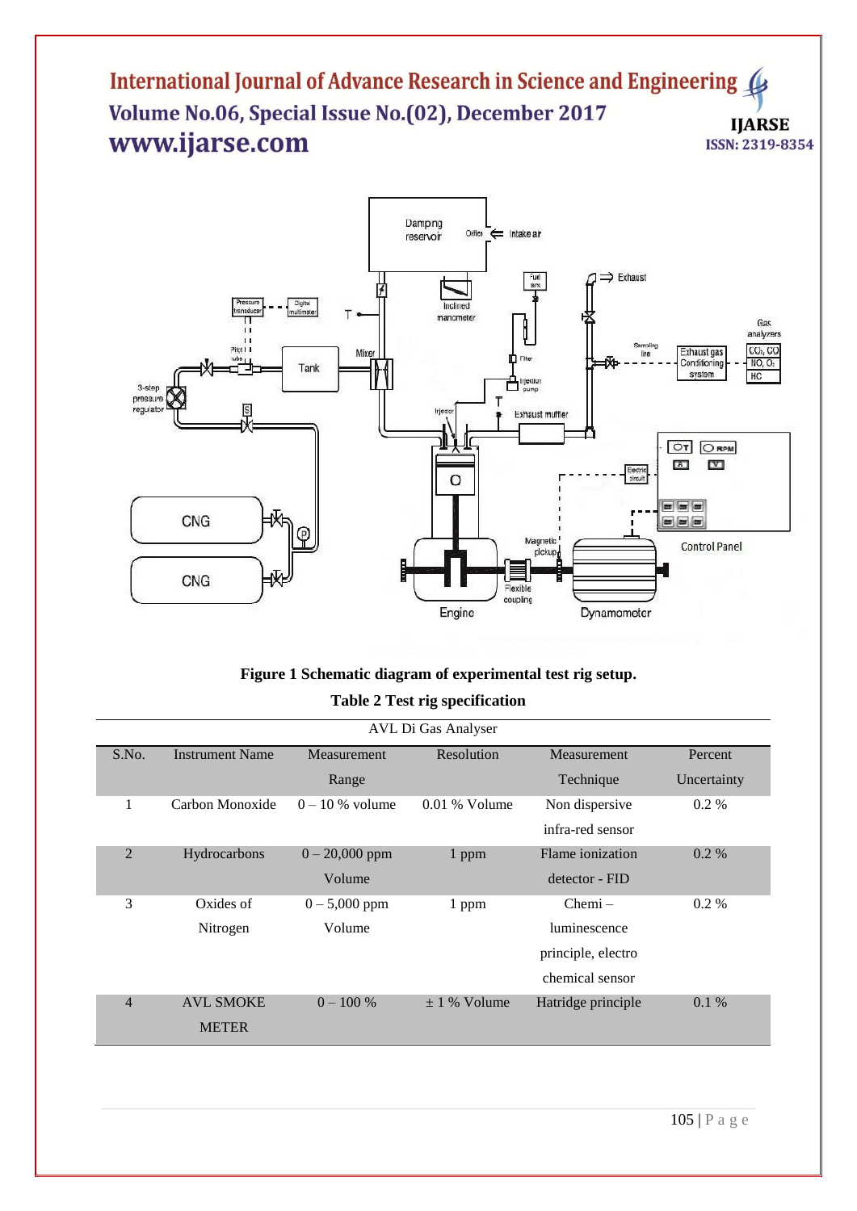**Figure 1 Schematic diagram of experimental test rig setup.**

**Table 2 Test rig specification**

| AVL Di Gas Analyser | | | | | |
|---|---|---|---|---|---|
| S.No. | Instrument Name | Measurement Range | Resolution | Measurement Technique | Percent Uncertainty |
| 1 | Carbon Monoxide | 0 – 10 % volume | 0.01 % Volume | Non dispersive infra-red sensor | 0.2 % |
| 2 | Hydrocarbons | 0 – 20,000 ppm Volume | 1 ppm | Flame ionization detector - FID | 0.2 % |
| 3 | Oxides of Nitrogen | 0 – 5,000 ppm Volume | 1 ppm | Chemi – luminescence principle, electro chemical sensor | 0.2 % |
| 4 | AVL SMOKE METER | 0 – 100 % | ± 1 % Volume | Hatridge principle | 0.1 % |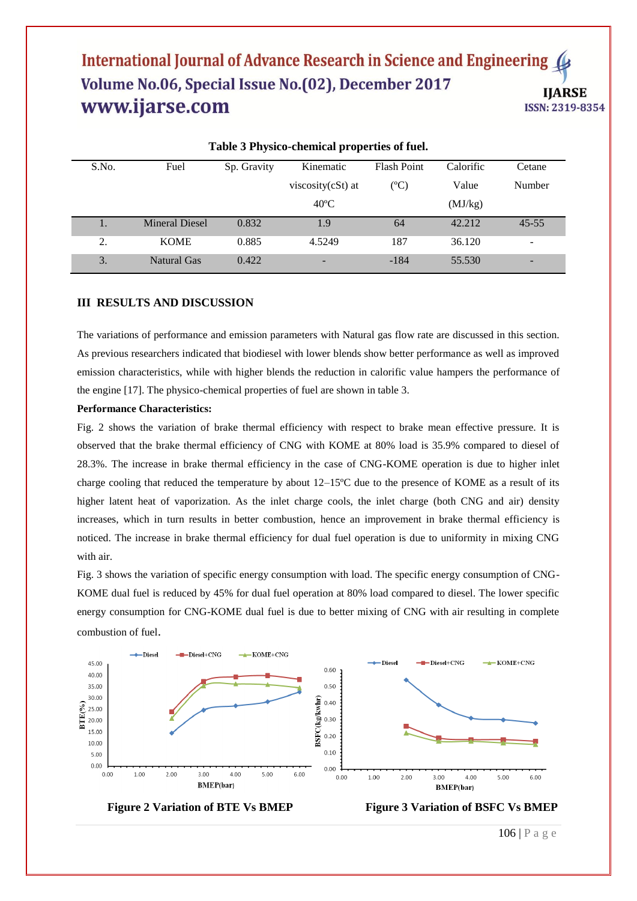**Table 3 Physico-chemical properties of fuel.**

| S.No. | Fuel | Sp. Gravity | Kinematic viscosity(cSt) at 40ºC | Flash Point (ºC) | Calorific Value (MJ/kg) | Cetane Number |
|---|---|---|---|---|---|---|
| 1. | Mineral Diesel | 0.832 | 1.9 | 64 | 42.212 | 45-55 |
| 2. | KOME | 0.885 | 4.5249 | 187 | 36.120 | - |
| 3. | Natural Gas | 0.422 | - | -184 | 55.530 | - |

## III RESULTS AND DISCUSSION

The variations of performance and emission parameters with Natural gas flow rate are discussed in this section. As previous researchers indicated that biodiesel with lower blends show better performance as well as improved emission characteristics, while with higher blends the reduction in calorific value hampers the performance of the engine [17]. The physico-chemical properties of fuel are shown in table 3.

**Performance Characteristics:**

Fig. 2 shows the variation of brake thermal efficiency with respect to brake mean effective pressure. It is observed that the brake thermal efficiency of CNG with KOME at 80% load is 35.9% compared to diesel of 28.3%. The increase in brake thermal efficiency in the case of CNG-KOME operation is due to higher inlet charge cooling that reduced the temperature by about 12–15ºC due to the presence of KOME as a result of its higher latent heat of vaporization. As the inlet charge cools, the inlet charge (both CNG and air) density increases, which in turn results in better combustion, hence an improvement in brake thermal efficiency is noticed. The increase in brake thermal efficiency for dual fuel operation is due to uniformity in mixing CNG with air.

Fig. 3 shows the variation of specific energy consumption with load. The specific energy consumption of CNG-KOME dual fuel is reduced by 45% for dual fuel operation at 80% load compared to diesel. The lower specific energy consumption for CNG-KOME dual fuel is due to better mixing of CNG with air resulting in complete combustion of fuel.

**Figure 2 Variation of BTE Vs BMEP**

**Figure 3 Variation of BSFC Vs BMEP**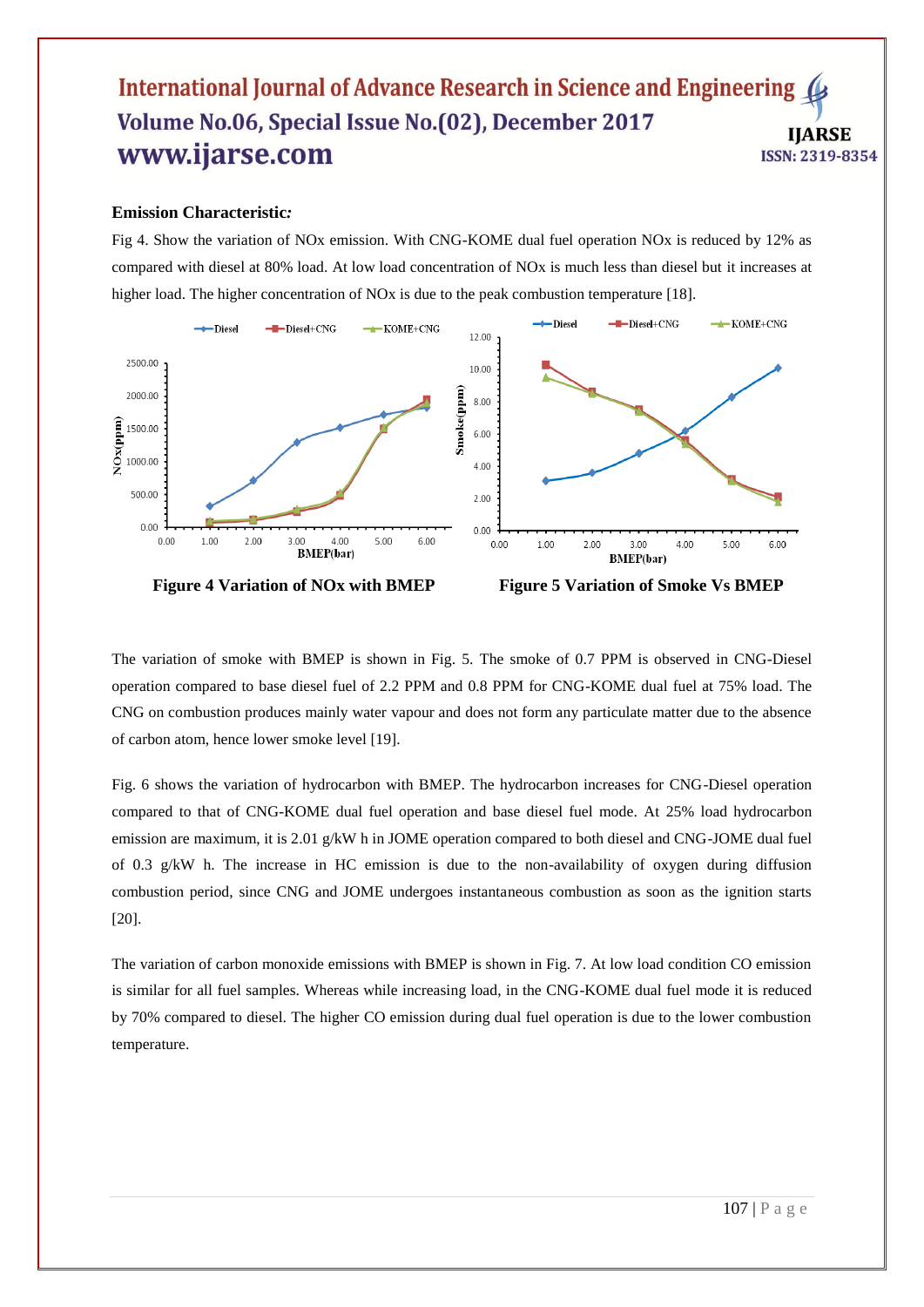**Emission Characteristic:**

Fig 4. Show the variation of NOx emission. With CNG-KOME dual fuel operation NOx is reduced by 12% as compared with diesel at 80% load. At low load concentration of NOx is much less than diesel but it increases at higher load. The higher concentration of NOx is due to the peak combustion temperature [18].

**Figure 4 Variation of NOx with BMEP**

**Figure 5 Variation of Smoke Vs BMEP**

The variation of smoke with BMEP is shown in Fig. 5. The smoke of 0.7 PPM is observed in CNG-Diesel operation compared to base diesel fuel of 2.2 PPM and 0.8 PPM for CNG-KOME dual fuel at 75% load. The CNG on combustion produces mainly water vapour and does not form any particulate matter due to the absence of carbon atom, hence lower smoke level [19].

Fig. 6 shows the variation of hydrocarbon with BMEP. The hydrocarbon increases for CNG-Diesel operation compared to that of CNG-KOME dual fuel operation and base diesel fuel mode. At 25% load hydrocarbon emission are maximum, it is 2.01 g/kW h in JOME operation compared to both diesel and CNG-JOME dual fuel of 0.3 g/kW h. The increase in HC emission is due to the non-availability of oxygen during diffusion combustion period, since CNG and JOME undergoes instantaneous combustion as soon as the ignition starts [20].

The variation of carbon monoxide emissions with BMEP is shown in Fig. 7. At low load condition CO emission is similar for all fuel samples. Whereas while increasing load, in the CNG-KOME dual fuel mode it is reduced by 70% compared to diesel. The higher CO emission during dual fuel operation is due to the lower combustion temperature.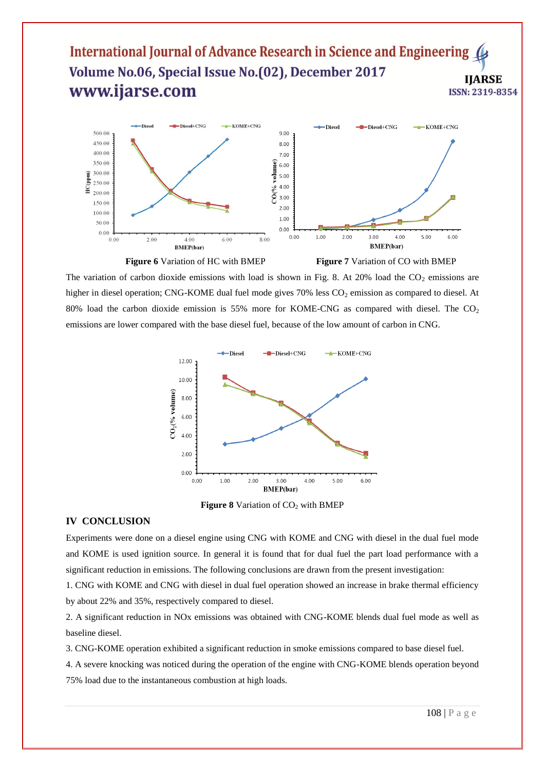Figure 6 Variation of HC with BMEP

Figure 7 Variation of CO with BMEP

The variation of carbon dioxide emissions with load is shown in Fig. 8. At 20% load the $CO_2$ emissions are higher in diesel operation; CNG-KOME dual fuel mode gives 70% less $CO_2$ emission as compared to diesel. At 80% load the carbon dioxide emission is 55% more for KOME-CNG as compared with diesel. The $CO_2$ emissions are lower compared with the base diesel fuel, because of the low amount of carbon in CNG.

**Figure 8** Variation of $CO_2$ with BMEP

## IV CONCLUSION

Experiments were done on a diesel engine using CNG with KOME and CNG with diesel in the dual fuel mode and KOME is used ignition source. In general it is found that for dual fuel the part load performance with a significant reduction in emissions. The following conclusions are drawn from the present investigation:

1. CNG with KOME and CNG with diesel in dual fuel operation showed an increase in brake thermal efficiency by about 22% and 35%, respectively compared to diesel.
2. A significant reduction in NOx emissions was obtained with CNG-KOME blends dual fuel mode as well as baseline diesel.
3. CNG-KOME operation exhibited a significant reduction in smoke emissions compared to base diesel fuel.
4. A severe knocking was noticed during the operation of the engine with CNG-KOME blends operation beyond 75% load due to the instantaneous combustion at high loads.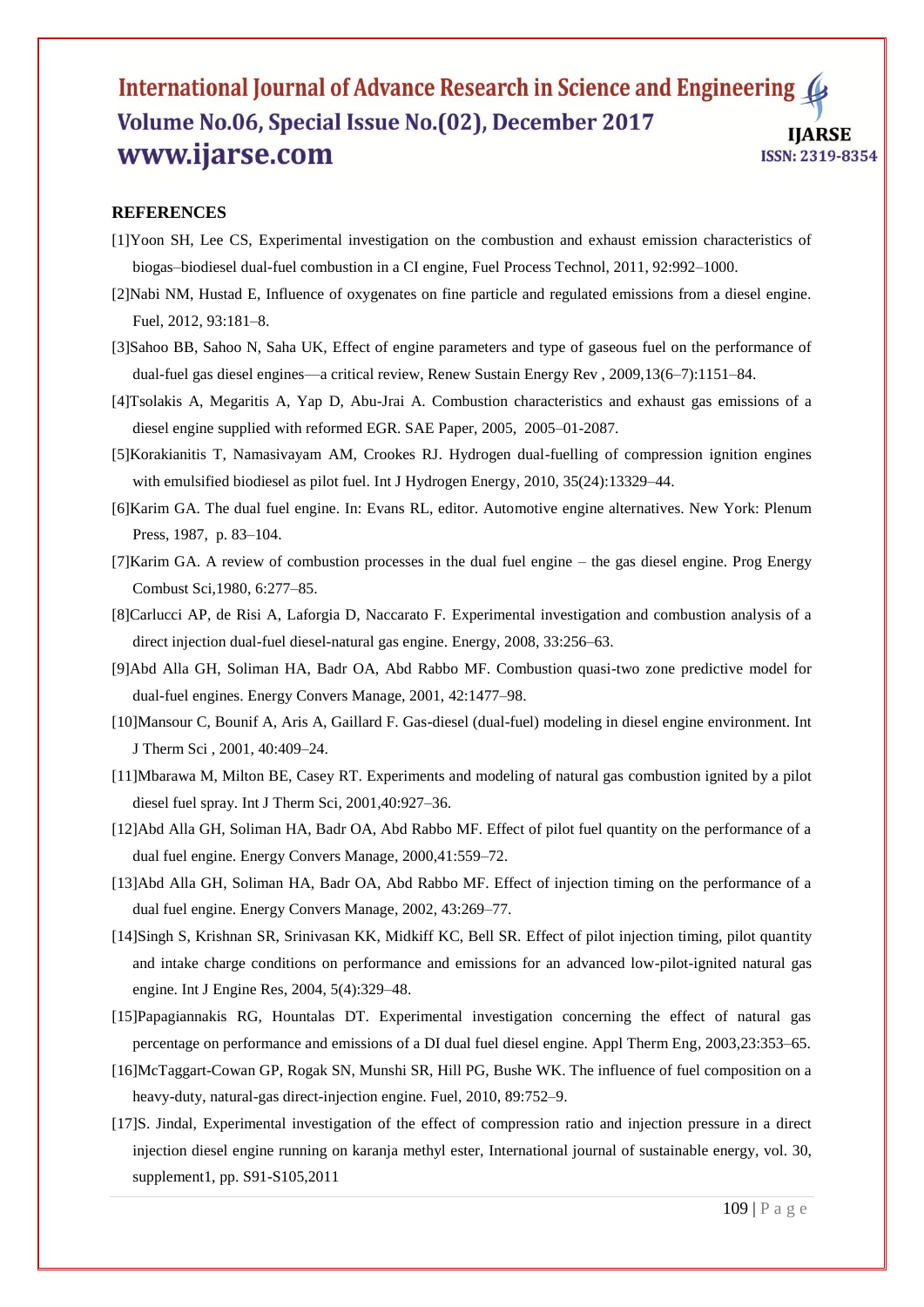## REFERENCES

[1]Yoon SH, Lee CS, Experimental investigation on the combustion and exhaust emission characteristics of biogas–biodiesel dual-fuel combustion in a CI engine, Fuel Process Technol, 2011, 92:992–1000.

[2]Nabi NM, Hustad E, Influence of oxygenates on fine particle and regulated emissions from a diesel engine. Fuel, 2012, 93:181–8.

[3]Sahoo BB, Sahoo N, Saha UK, Effect of engine parameters and type of gaseous fuel on the performance of dual-fuel gas diesel engines—a critical review, Renew Sustain Energy Rev , 2009,13(6–7):1151–84.

[4]Tsolakis A, Megaritis A, Yap D, Abu-Jrai A. Combustion characteristics and exhaust gas emissions of a diesel engine supplied with reformed EGR. SAE Paper, 2005, 2005–01-2087.

[5]Korakianitis T, Namasivayam AM, Crookes RJ. Hydrogen dual-fuelling of compression ignition engines with emulsified biodiesel as pilot fuel. Int J Hydrogen Energy, 2010, 35(24):13329–44.

[6]Karim GA. The dual fuel engine. In: Evans RL, editor. Automotive engine alternatives. New York: Plenum Press, 1987, p. 83–104.

[7]Karim GA. A review of combustion processes in the dual fuel engine – the gas diesel engine. Prog Energy Combust Sci,1980, 6:277–85.

[8]Carlucci AP, de Risi A, Laforgia D, Naccarato F. Experimental investigation and combustion analysis of a direct injection dual-fuel diesel-natural gas engine. Energy, 2008, 33:256–63.

[9]Abd Alla GH, Soliman HA, Badr OA, Abd Rabbo MF. Combustion quasi-two zone predictive model for dual-fuel engines. Energy Convers Manage, 2001, 42:1477–98.

[10]Mansour C, Bounif A, Aris A, Gaillard F. Gas-diesel (dual-fuel) modeling in diesel engine environment. Int J Therm Sci , 2001, 40:409–24.

[11]Mbarawa M, Milton BE, Casey RT. Experiments and modeling of natural gas combustion ignited by a pilot diesel fuel spray. Int J Therm Sci, 2001,40:927–36.

[12]Abd Alla GH, Soliman HA, Badr OA, Abd Rabbo MF. Effect of pilot fuel quantity on the performance of a dual fuel engine. Energy Convers Manage, 2000,41:559–72.

[13]Abd Alla GH, Soliman HA, Badr OA, Abd Rabbo MF. Effect of injection timing on the performance of a dual fuel engine. Energy Convers Manage, 2002, 43:269–77.

[14]Singh S, Krishnan SR, Srinivasan KK, Midkiff KC, Bell SR. Effect of pilot injection timing, pilot quantity and intake charge conditions on performance and emissions for an advanced low-pilot-ignited natural gas engine. Int J Engine Res, 2004, 5(4):329–48.

[15]Papagiannakis RG, Hountalas DT. Experimental investigation concerning the effect of natural gas percentage on performance and emissions of a DI dual fuel diesel engine. Appl Therm Eng, 2003,23:353–65.

[16]McTaggart-Cowan GP, Rogak SN, Munshi SR, Hill PG, Bushe WK. The influence of fuel composition on a heavy-duty, natural-gas direct-injection engine. Fuel, 2010, 89:752–9.

[17]S. Jindal, Experimental investigation of the effect of compression ratio and injection pressure in a direct injection diesel engine running on karanja methyl ester, International journal of sustainable energy, vol. 30, supplement1, pp. S91-S105,2011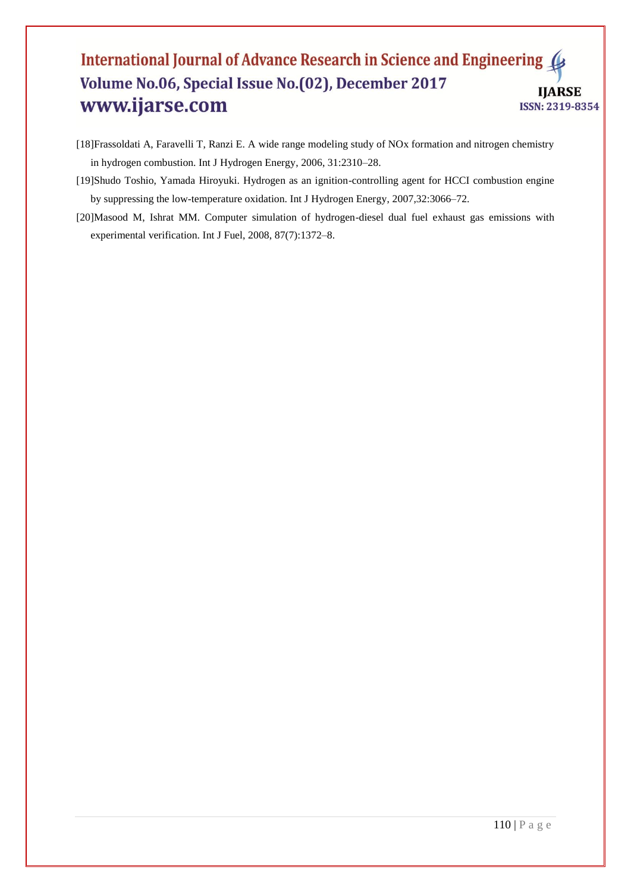[18]Frassoldati A, Faravelli T, Ranzi E. A wide range modeling study of NOx formation and nitrogen chemistry in hydrogen combustion. Int J Hydrogen Energy, 2006, 31:2310–28.

[19]Shudo Toshio, Yamada Hiroyuki. Hydrogen as an ignition-controlling agent for HCCI combustion engine by suppressing the low-temperature oxidation. Int J Hydrogen Energy, 2007,32:3066–72.

[20]Masood M, Ishrat MM. Computer simulation of hydrogen-diesel dual fuel exhaust gas emissions with experimental verification. Int J Fuel, 2008, 87(7):1372–8.